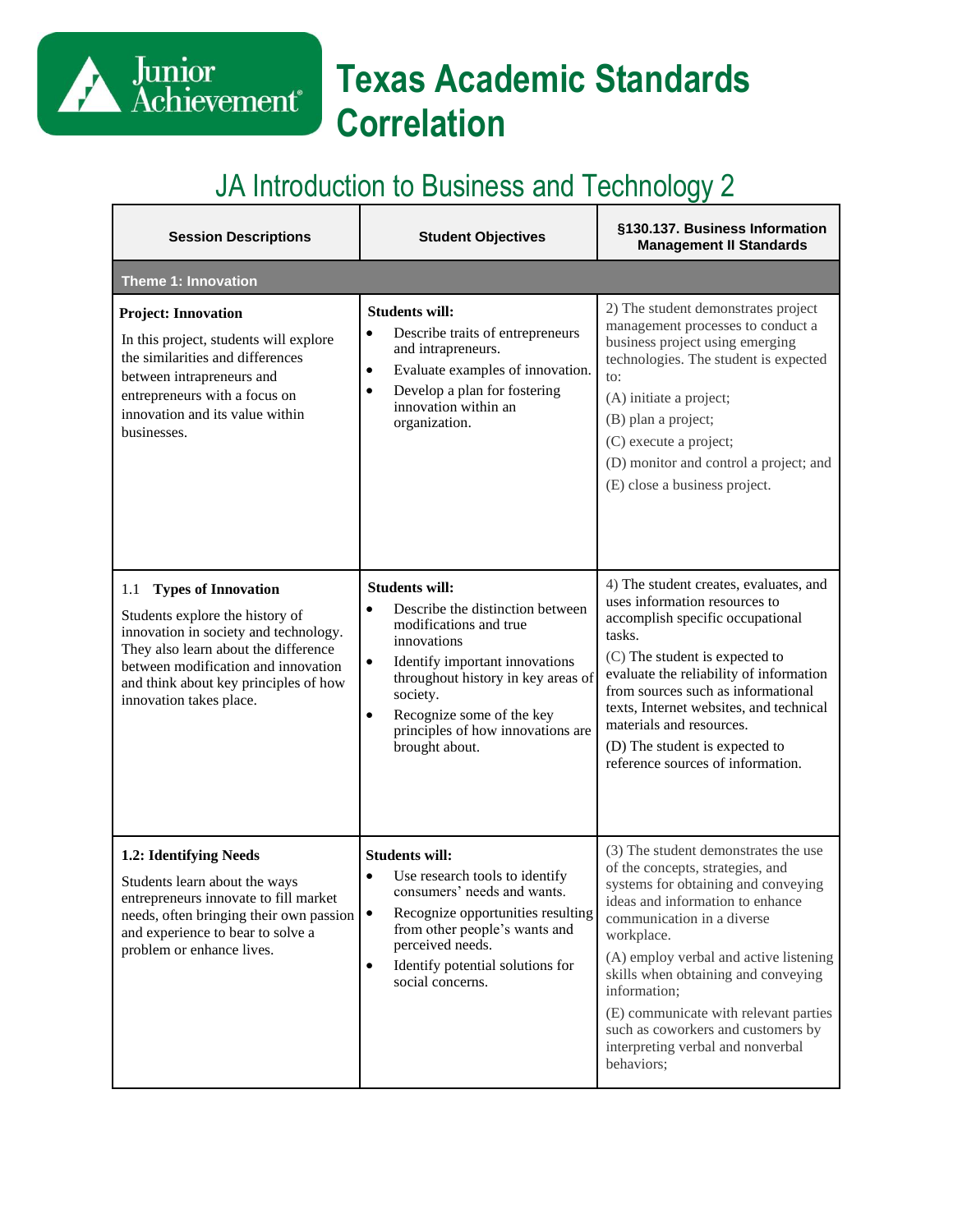# Texas Academic Standards Correlation

## JA Introduction to Business and Technology 2

| Session Descriptions | Student Objectives | §130.137. Business Information Management II Standards |
|---|---|---|
| **Theme 1: Innovation** | | |
| **Project: Innovation**<br>In this project, students will explore the similarities and differences between intrapreneurs and entrepreneurs with a focus on innovation and its value within businesses. | **Students will:**<br>• Describe traits of entrepreneurs and intrapreneurs.<br>• Evaluate examples of innovation.<br>• Develop a plan for fostering innovation within an organization. | 2) The student demonstrates project management processes to conduct a business project using emerging technologies. The student is expected to:<br>(A) initiate a project;<br>(B) plan a project;<br>(C) execute a project;<br>(D) monitor and control a project; and<br>(E) close a business project. |
| 1.1 **Types of Innovation**<br>Students explore the history of innovation in society and technology. They also learn about the difference between modification and innovation and think about key principles of how innovation takes place. | **Students will:**<br>• Describe the distinction between modifications and true innovations<br>• Identify important innovations throughout history in key areas of society.<br>• Recognize some of the key principles of how innovations are brought about. | 4) The student creates, evaluates, and uses information resources to accomplish specific occupational tasks.<br>(C) The student is expected to evaluate the reliability of information from sources such as informational texts, Internet websites, and technical materials and resources.<br>(D) The student is expected to reference sources of information. |
| **1.2: Identifying Needs**<br>Students learn about the ways entrepreneurs innovate to fill market needs, often bringing their own passion and experience to bear to solve a problem or enhance lives. | **Students will:**<br>• Use research tools to identify consumers' needs and wants.<br>• Recognize opportunities resulting from other people's wants and perceived needs.<br>• Identify potential solutions for social concerns. | (3) The student demonstrates the use of the concepts, strategies, and systems for obtaining and conveying ideas and information to enhance communication in a diverse workplace.<br>(A) employ verbal and active listening skills when obtaining and conveying information;<br>(E) communicate with relevant parties such as coworkers and customers by interpreting verbal and nonverbal behaviors; |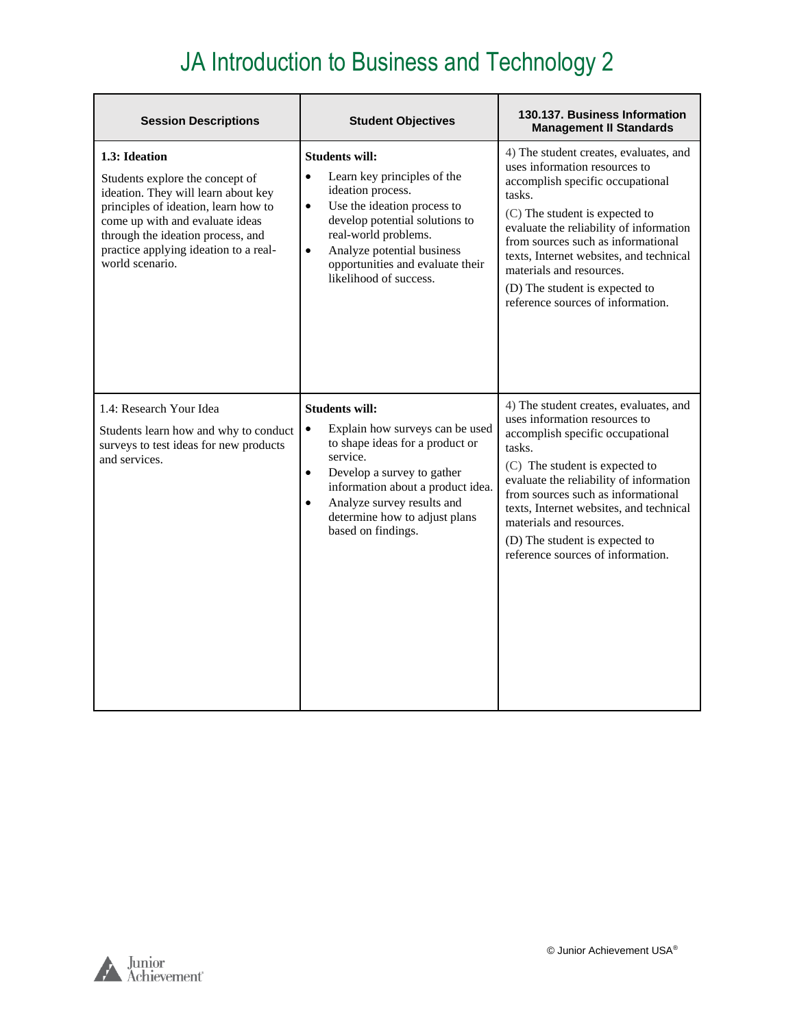# JA Introduction to Business and Technology 2

| Session Descriptions | Student Objectives | 130.137. Business Information Management II Standards |
|---|---|---|
| **1.3: Ideation**<br><br>Students explore the concept of ideation. They will learn about key principles of ideation, learn how to come up with and evaluate ideas through the ideation process, and practice applying ideation to a real-world scenario. | **Students will:**<br>• Learn key principles of the ideation process.<br>• Use the ideation process to develop potential solutions to real-world problems.<br>• Analyze potential business opportunities and evaluate their likelihood of success. | 4) The student creates, evaluates, and uses information resources to accomplish specific occupational tasks.<br><br>(C) The student is expected to evaluate the reliability of information from sources such as informational texts, Internet websites, and technical materials and resources.<br><br>(D) The student is expected to reference sources of information. |
| 1.4: Research Your Idea<br><br>Students learn how and why to conduct surveys to test ideas for new products and services. | **Students will:**<br>• Explain how surveys can be used to shape ideas for a product or service.<br>• Develop a survey to gather information about a product idea.<br>• Analyze survey results and determine how to adjust plans based on findings. | 4) The student creates, evaluates, and uses information resources to accomplish specific occupational tasks.<br><br>(C) The student is expected to evaluate the reliability of information from sources such as informational texts, Internet websites, and technical materials and resources.<br><br>(D) The student is expected to reference sources of information. |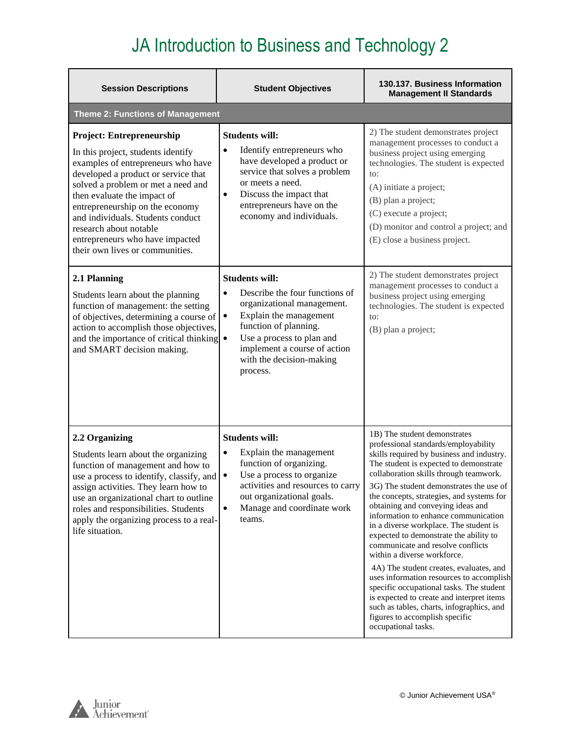# JA Introduction to Business and Technology 2

| Session Descriptions | Student Objectives | 130.137. Business Information Management II Standards |
|---|---|---|
| **Theme 2: Functions of Management** | | |
| **Project: Entrepreneurship**<br>In this project, students identify examples of entrepreneurs who have developed a product or service that solved a problem or met a need and then evaluate the impact of entrepreneurship on the economy and individuals. Students conduct research about notable entrepreneurs who have impacted their own lives or communities. | **Students will:**<br>• Identify entrepreneurs who have developed a product or service that solves a problem or meets a need.<br>• Discuss the impact that entrepreneurs have on the economy and individuals. | 2) The student demonstrates project management processes to conduct a business project using emerging technologies. The student is expected to:<br>(A) initiate a project;<br>(B) plan a project;<br>(C) execute a project;<br>(D) monitor and control a project; and<br>(E) close a business project. |
| **2.1 Planning**<br>Students learn about the planning function of management: the setting of objectives, determining a course of action to accomplish those objectives, and the importance of critical thinking and SMART decision making. | **Students will:**<br>• Describe the four functions of organizational management.<br>• Explain the management function of planning.<br>• Use a process to plan and implement a course of action with the decision-making process. | 2) The student demonstrates project management processes to conduct a business project using emerging technologies. The student is expected to:<br>(B) plan a project; |
| **2.2 Organizing**<br>Students learn about the organizing function of management and how to use a process to identify, classify, and assign activities. They learn how to use an organizational chart to outline roles and responsibilities. Students apply the organizing process to a real-life situation. | **Students will:**<br>• Explain the management function of organizing.<br>• Use a process to organize activities and resources to carry out organizational goals.<br>• Manage and coordinate work teams. | 1B) The student demonstrates professional standards/employability skills required by business and industry. The student is expected to demonstrate collaboration skills through teamwork.<br>3G) The student demonstrates the use of the concepts, strategies, and systems for obtaining and conveying ideas and information to enhance communication in a diverse workplace. The student is expected to demonstrate the ability to communicate and resolve conflicts within a diverse workforce.<br>4A) The student creates, evaluates, and uses information resources to accomplish specific occupational tasks. The student is expected to create and interpret items such as tables, charts, infographics, and figures to accomplish specific occupational tasks. |

© Junior Achievement USA®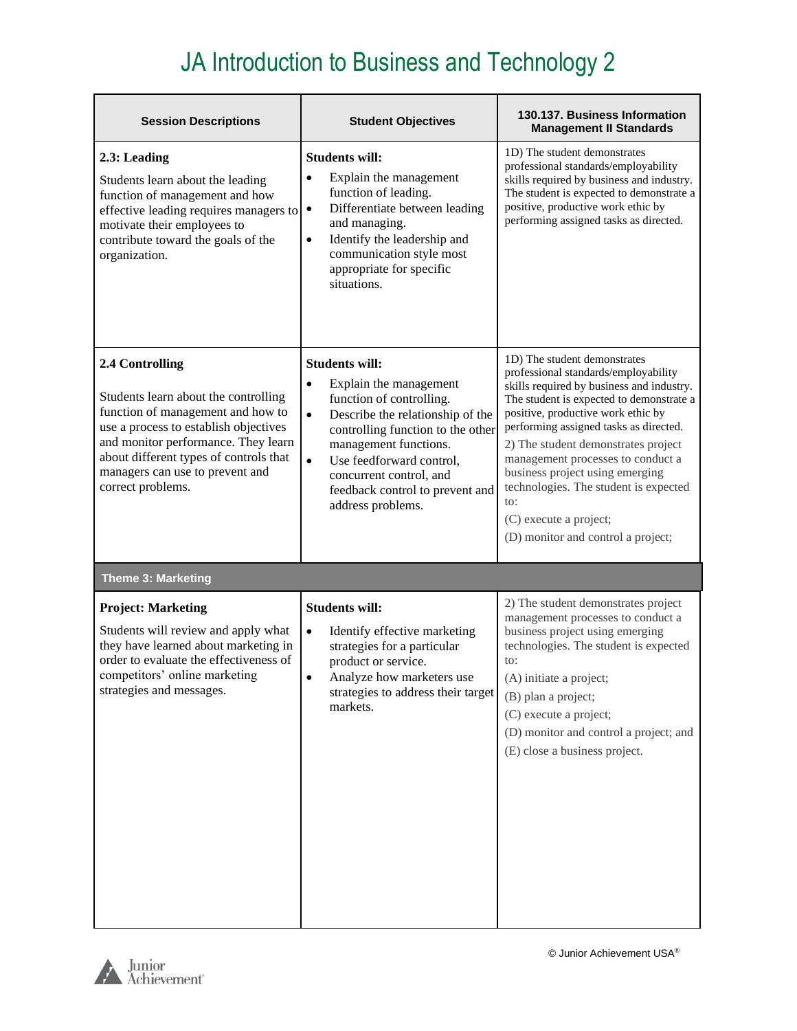# JA Introduction to Business and Technology 2

| Session Descriptions | Student Objectives | 130.137. Business Information Management II Standards |
|---|---|---|
| **2.3: Leading**<br><br>Students learn about the leading function of management and how effective leading requires managers to motivate their employees to contribute toward the goals of the organization. | **Students will:**<br>• Explain the management function of leading.<br>• Differentiate between leading and managing.<br>• Identify the leadership and communication style most appropriate for specific situations. | 1D) The student demonstrates professional standards/employability skills required by business and industry. The student is expected to demonstrate a positive, productive work ethic by performing assigned tasks as directed. |
| **2.4 Controlling**<br><br>Students learn about the controlling function of management and how to use a process to establish objectives and monitor performance. They learn about different types of controls that managers can use to prevent and correct problems. | **Students will:**<br>• Explain the management function of controlling.<br>• Describe the relationship of the controlling function to the other management functions.<br>• Use feedforward control, concurrent control, and feedback control to prevent and address problems. | 1D) The student demonstrates professional standards/employability skills required by business and industry. The student is expected to demonstrate a positive, productive work ethic by performing assigned tasks as directed.<br><br>2) The student demonstrates project management processes to conduct a business project using emerging technologies. The student is expected to:<br>(C) execute a project;<br>(D) monitor and control a project; |
| **Theme 3: Marketing** | | |
| **Project: Marketing**<br><br>Students will review and apply what they have learned about marketing in order to evaluate the effectiveness of competitors' online marketing strategies and messages. | **Students will:**<br>• Identify effective marketing strategies for a particular product or service.<br>• Analyze how marketers use strategies to address their target markets. | 2) The student demonstrates project management processes to conduct a business project using emerging technologies. The student is expected to:<br>(A) initiate a project;<br>(B) plan a project;<br>(C) execute a project;<br>(D) monitor and control a project; and<br>(E) close a business project. |

© Junior Achievement USA®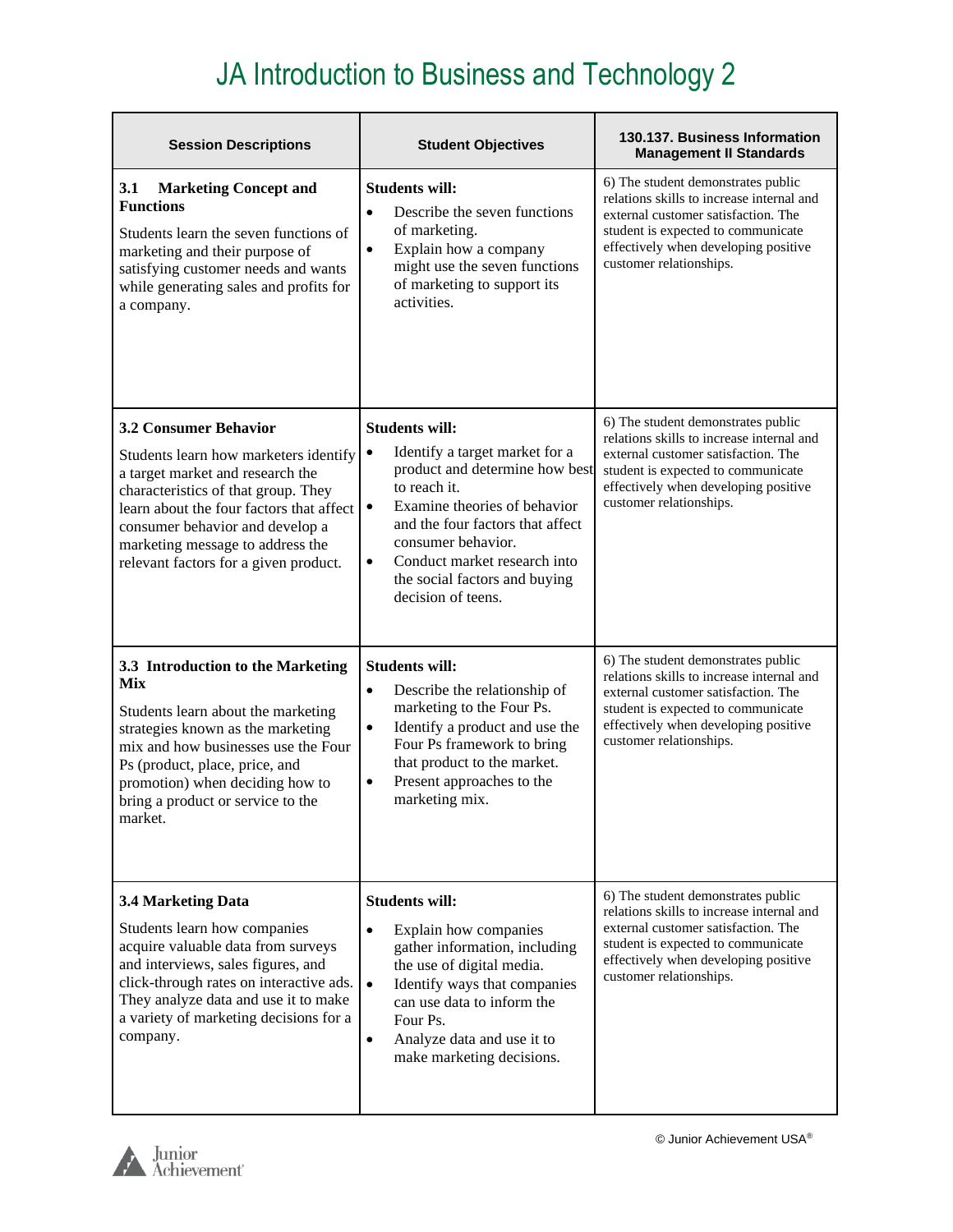# JA Introduction to Business and Technology 2

| Session Descriptions | Student Objectives | 130.137. Business Information Management II Standards |
|---|---|---|
| **3.1 Marketing Concept and Functions**<br><br>Students learn the seven functions of marketing and their purpose of satisfying customer needs and wants while generating sales and profits for a company. | **Students will:**<br>• Describe the seven functions of marketing.<br>• Explain how a company might use the seven functions of marketing to support its activities. | 6) The student demonstrates public relations skills to increase internal and external customer satisfaction. The student is expected to communicate effectively when developing positive customer relationships. |
| **3.2 Consumer Behavior**<br><br>Students learn how marketers identify a target market and research the characteristics of that group. They learn about the four factors that affect consumer behavior and develop a marketing message to address the relevant factors for a given product. | **Students will:**<br>• Identify a target market for a product and determine how best to reach it.<br>• Examine theories of behavior and the four factors that affect consumer behavior.<br>• Conduct market research into the social factors and buying decision of teens. | 6) The student demonstrates public relations skills to increase internal and external customer satisfaction. The student is expected to communicate effectively when developing positive customer relationships. |
| **3.3 Introduction to the Marketing Mix**<br><br>Students learn about the marketing strategies known as the marketing mix and how businesses use the Four Ps (product, place, price, and promotion) when deciding how to bring a product or service to the market. | **Students will:**<br>• Describe the relationship of marketing to the Four Ps.<br>• Identify a product and use the Four Ps framework to bring that product to the market.<br>• Present approaches to the marketing mix. | 6) The student demonstrates public relations skills to increase internal and external customer satisfaction. The student is expected to communicate effectively when developing positive customer relationships. |
| **3.4 Marketing Data**<br><br>Students learn how companies acquire valuable data from surveys and interviews, sales figures, and click-through rates on interactive ads. They analyze data and use it to make a variety of marketing decisions for a company. | **Students will:**<br>• Explain how companies gather information, including the use of digital media.<br>• Identify ways that companies can use data to inform the Four Ps.<br>• Analyze data and use it to make marketing decisions. | 6) The student demonstrates public relations skills to increase internal and external customer satisfaction. The student is expected to communicate effectively when developing positive customer relationships. |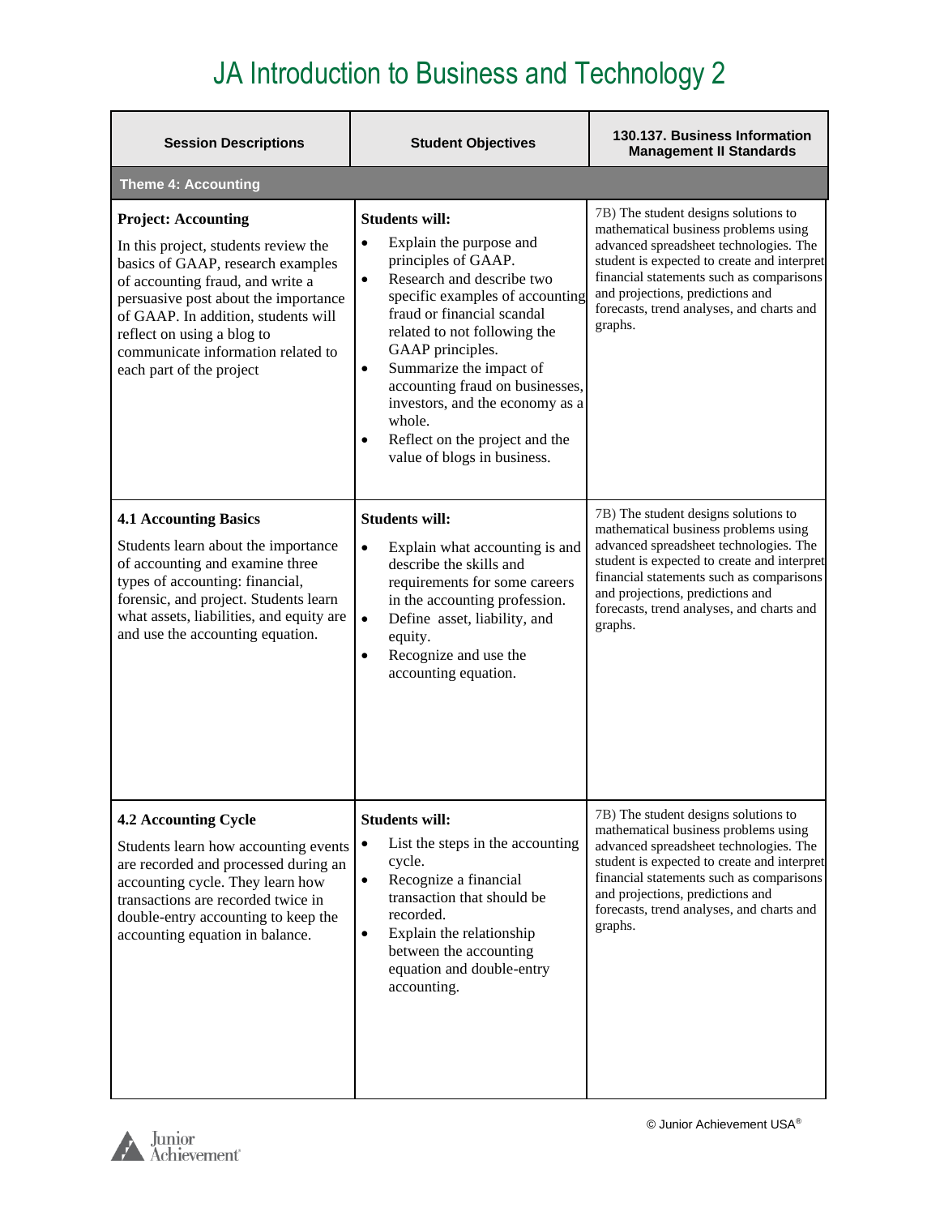# JA Introduction to Business and Technology 2

| Session Descriptions | Student Objectives | 130.137. Business Information Management II Standards |
|---|---|---|
| **Theme 4: Accounting** | | |
| **Project: Accounting**<br>In this project, students review the basics of GAAP, research examples of accounting fraud, and write a persuasive post about the importance of GAAP. In addition, students will reflect on using a blog to communicate information related to each part of the project | **Students will:**<br>• Explain the purpose and principles of GAAP.<br>• Research and describe two specific examples of accounting fraud or financial scandal related to not following the GAAP principles.<br>• Summarize the impact of accounting fraud on businesses, investors, and the economy as a whole.<br>• Reflect on the project and the value of blogs in business. | 7B) The student designs solutions to mathematical business problems using advanced spreadsheet technologies. The student is expected to create and interpret financial statements such as comparisons and projections, predictions and forecasts, trend analyses, and charts and graphs. |
| **4.1 Accounting Basics**<br>Students learn about the importance of accounting and examine three types of accounting: financial, forensic, and project. Students learn what assets, liabilities, and equity are and use the accounting equation. | **Students will:**<br>• Explain what accounting is and describe the skills and requirements for some careers in the accounting profession.<br>• Define asset, liability, and equity.<br>• Recognize and use the accounting equation. | 7B) The student designs solutions to mathematical business problems using advanced spreadsheet technologies. The student is expected to create and interpret financial statements such as comparisons and projections, predictions and forecasts, trend analyses, and charts and graphs. |
| **4.2 Accounting Cycle**<br>Students learn how accounting events are recorded and processed during an accounting cycle. They learn how transactions are recorded twice in double-entry accounting to keep the accounting equation in balance. | **Students will:**<br>• List the steps in the accounting cycle.<br>• Recognize a financial transaction that should be recorded.<br>• Explain the relationship between the accounting equation and double-entry accounting. | 7B) The student designs solutions to mathematical business problems using advanced spreadsheet technologies. The student is expected to create and interpret financial statements such as comparisons and projections, predictions and forecasts, trend analyses, and charts and graphs. |

© Junior Achievement USA®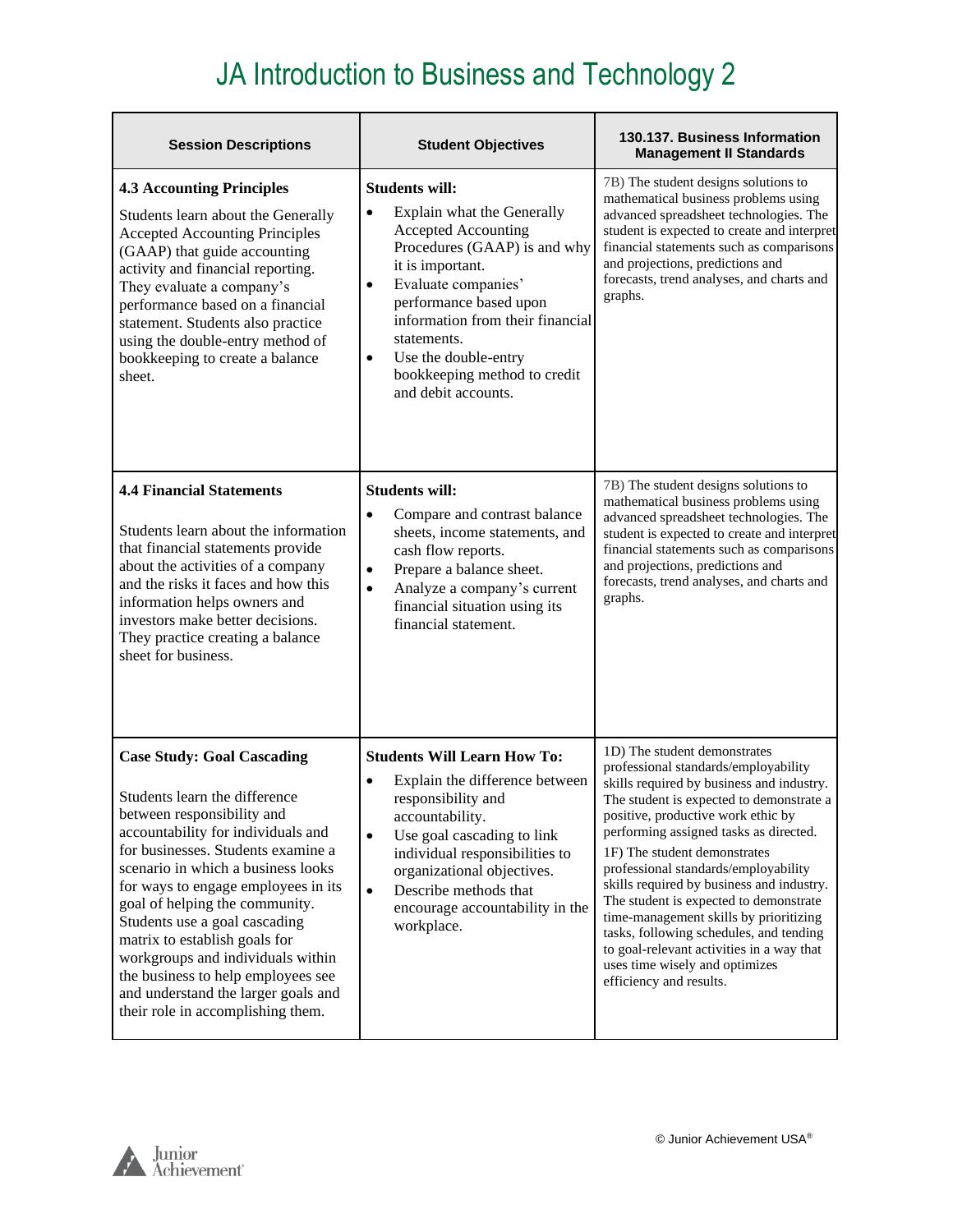# JA Introduction to Business and Technology 2

| Session Descriptions | Student Objectives | 130.137. Business Information Management II Standards |
|---|---|---|
| **4.3 Accounting Principles**<br><br>Students learn about the Generally Accepted Accounting Principles (GAAP) that guide accounting activity and financial reporting. They evaluate a company's performance based on a financial statement. Students also practice using the double-entry method of bookkeeping to create a balance sheet. | **Students will:**<br>• Explain what the Generally Accepted Accounting Procedures (GAAP) is and why it is important.<br>• Evaluate companies' performance based upon information from their financial statements.<br>• Use the double-entry bookkeeping method to credit and debit accounts. | 7B) The student designs solutions to mathematical business problems using advanced spreadsheet technologies. The student is expected to create and interpret financial statements such as comparisons and projections, predictions and forecasts, trend analyses, and charts and graphs. |
| **4.4 Financial Statements**<br><br>Students learn about the information that financial statements provide about the activities of a company and the risks it faces and how this information helps owners and investors make better decisions. They practice creating a balance sheet for business. | **Students will:**<br>• Compare and contrast balance sheets, income statements, and cash flow reports.<br>• Prepare a balance sheet.<br>• Analyze a company's current financial situation using its financial statement. | 7B) The student designs solutions to mathematical business problems using advanced spreadsheet technologies. The student is expected to create and interpret financial statements such as comparisons and projections, predictions and forecasts, trend analyses, and charts and graphs. |
| **Case Study: Goal Cascading**<br><br>Students learn the difference between responsibility and accountability for individuals and for businesses. Students examine a scenario in which a business looks for ways to engage employees in its goal of helping the community. Students use a goal cascading matrix to establish goals for workgroups and individuals within the business to help employees see and understand the larger goals and their role in accomplishing them. | **Students Will Learn How To:**<br>• Explain the difference between responsibility and accountability.<br>• Use goal cascading to link individual responsibilities to organizational objectives.<br>• Describe methods that encourage accountability in the workplace. | 1D) The student demonstrates professional standards/employability skills required by business and industry. The student is expected to demonstrate a positive, productive work ethic by performing assigned tasks as directed.<br>1F) The student demonstrates professional standards/employability skills required by business and industry. The student is expected to demonstrate time-management skills by prioritizing tasks, following schedules, and tending to goal-relevant activities in a way that uses time wisely and optimizes efficiency and results. |

© Junior Achievement USA®